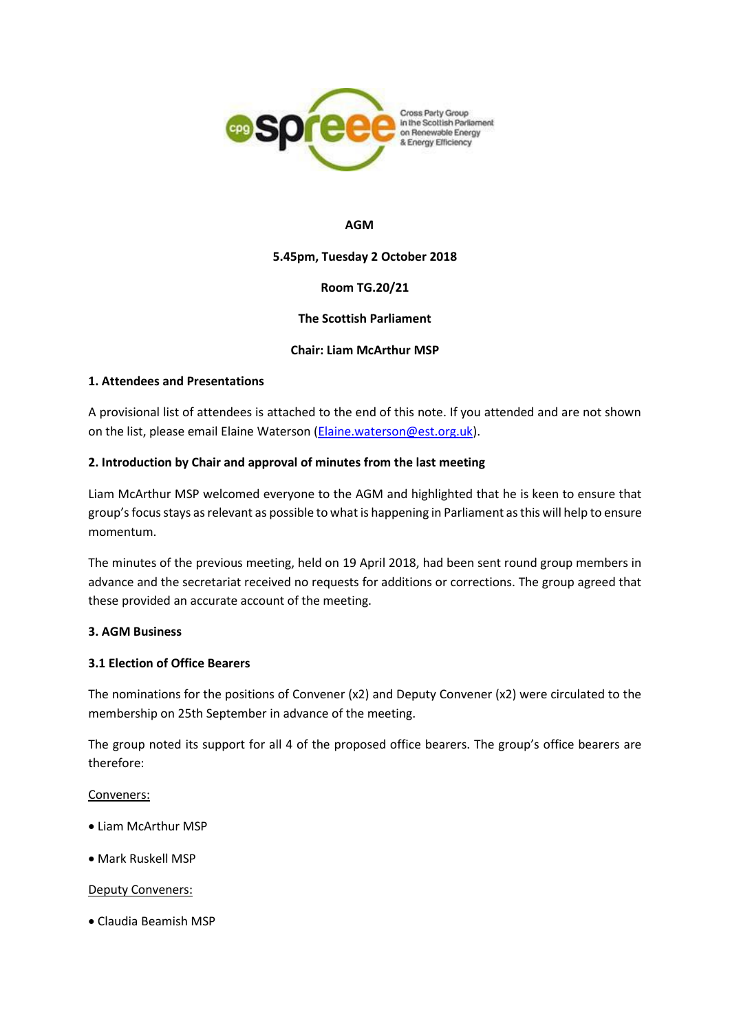Cross Party Group in the Scottish Parliament on Renewable Energy & Energy Efficiency

**AGM**

**5.45pm, Tuesday 2 October 2018**

**Room TG.20/21**

**The Scottish Parliament**

**Chair: Liam McArthur MSP**

**1. Attendees and Presentations**

A provisional list of attendees is attached to the end of this note. If you attended and are not shown on the list, please email Elaine Waterson (Elaine.waterson@est.org.uk).

**2. Introduction by Chair and approval of minutes from the last meeting**

Liam McArthur MSP welcomed everyone to the AGM and highlighted that he is keen to ensure that group's focus stays as relevant as possible to what is happening in Parliament as this will help to ensure momentum.

The minutes of the previous meeting, held on 19 April 2018, had been sent round group members in advance and the secretariat received no requests for additions or corrections. The group agreed that these provided an accurate account of the meeting.

**3. AGM Business**

**3.1 Election of Office Bearers**

The nominations for the positions of Convener (x2) and Deputy Convener (x2) were circulated to the membership on 25th September in advance of the meeting.

The group noted its support for all 4 of the proposed office bearers. The group's office bearers are therefore:

Conveners:

- Liam McArthur MSP
- Mark Ruskell MSP

Deputy Conveners:

- Claudia Beamish MSP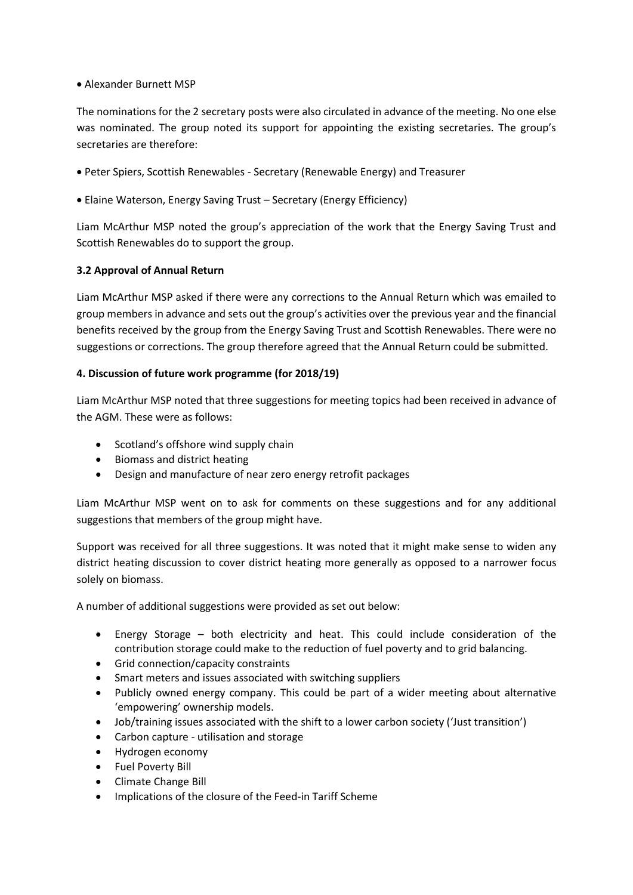- Alexander Burnett MSP

The nominations for the 2 secretary posts were also circulated in advance of the meeting. No one else was nominated. The group noted its support for appointing the existing secretaries. The group's secretaries are therefore:

- Peter Spiers, Scottish Renewables - Secretary (Renewable Energy) and Treasurer
- Elaine Waterson, Energy Saving Trust – Secretary (Energy Efficiency)

Liam McArthur MSP noted the group's appreciation of the work that the Energy Saving Trust and Scottish Renewables do to support the group.

**3.2 Approval of Annual Return**

Liam McArthur MSP asked if there were any corrections to the Annual Return which was emailed to group members in advance and sets out the group's activities over the previous year and the financial benefits received by the group from the Energy Saving Trust and Scottish Renewables. There were no suggestions or corrections. The group therefore agreed that the Annual Return could be submitted.

**4. Discussion of future work programme (for 2018/19)**

Liam McArthur MSP noted that three suggestions for meeting topics had been received in advance of the AGM. These were as follows:

- Scotland's offshore wind supply chain
- Biomass and district heating
- Design and manufacture of near zero energy retrofit packages

Liam McArthur MSP went on to ask for comments on these suggestions and for any additional suggestions that members of the group might have.

Support was received for all three suggestions. It was noted that it might make sense to widen any district heating discussion to cover district heating more generally as opposed to a narrower focus solely on biomass.

A number of additional suggestions were provided as set out below:

- Energy Storage – both electricity and heat. This could include consideration of the contribution storage could make to the reduction of fuel poverty and to grid balancing.
- Grid connection/capacity constraints
- Smart meters and issues associated with switching suppliers
- Publicly owned energy company. This could be part of a wider meeting about alternative 'empowering' ownership models.
- Job/training issues associated with the shift to a lower carbon society ('Just transition')
- Carbon capture - utilisation and storage
- Hydrogen economy
- Fuel Poverty Bill
- Climate Change Bill
- Implications of the closure of the Feed-in Tariff Scheme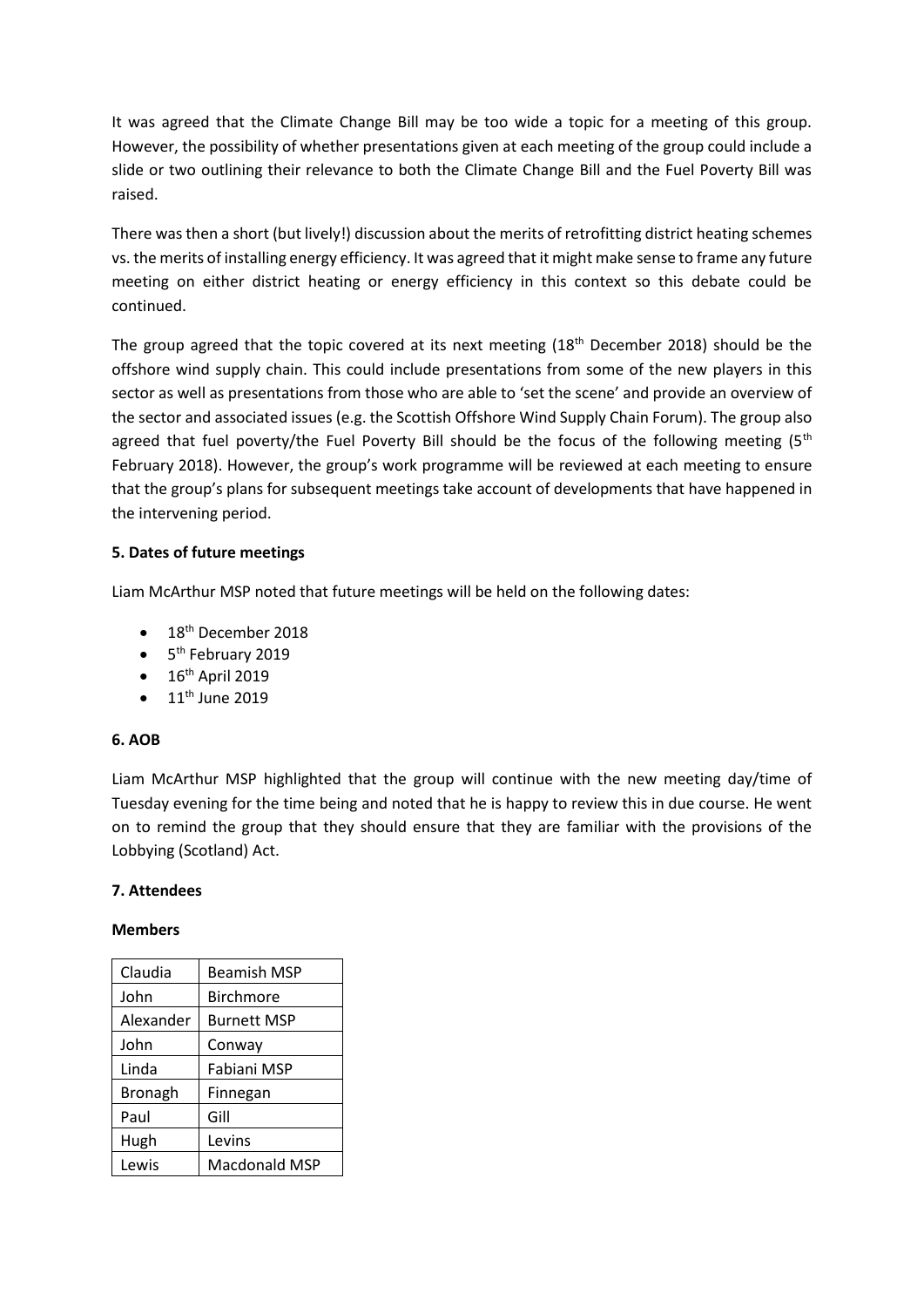It was agreed that the Climate Change Bill may be too wide a topic for a meeting of this group. However, the possibility of whether presentations given at each meeting of the group could include a slide or two outlining their relevance to both the Climate Change Bill and the Fuel Poverty Bill was raised.

There was then a short (but lively!) discussion about the merits of retrofitting district heating schemes vs. the merits of installing energy efficiency. It was agreed that it might make sense to frame any future meeting on either district heating or energy efficiency in this context so this debate could be continued.

The group agreed that the topic covered at its next meeting (18th December 2018) should be the offshore wind supply chain. This could include presentations from some of the new players in this sector as well as presentations from those who are able to 'set the scene' and provide an overview of the sector and associated issues (e.g. the Scottish Offshore Wind Supply Chain Forum). The group also agreed that fuel poverty/the Fuel Poverty Bill should be the focus of the following meeting (5th February 2018). However, the group's work programme will be reviewed at each meeting to ensure that the group's plans for subsequent meetings take account of developments that have happened in the intervening period.

### 5. Dates of future meetings

Liam McArthur MSP noted that future meetings will be held on the following dates:

- 18th December 2018
- 5th February 2019
- 16th April 2019
- 11th June 2019

### 6. AOB

Liam McArthur MSP highlighted that the group will continue with the new meeting day/time of Tuesday evening for the time being and noted that he is happy to review this in due course. He went on to remind the group that they should ensure that they are familiar with the provisions of the Lobbying (Scotland) Act.

### 7. Attendees

**Members**

| | |
|---|---|
| Claudia | Beamish MSP |
| John | Birchmore |
| Alexander | Burnett MSP |
| John | Conway |
| Linda | Fabiani MSP |
| Bronagh | Finnegan |
| Paul | Gill |
| Hugh | Levins |
| Lewis | Macdonald MSP |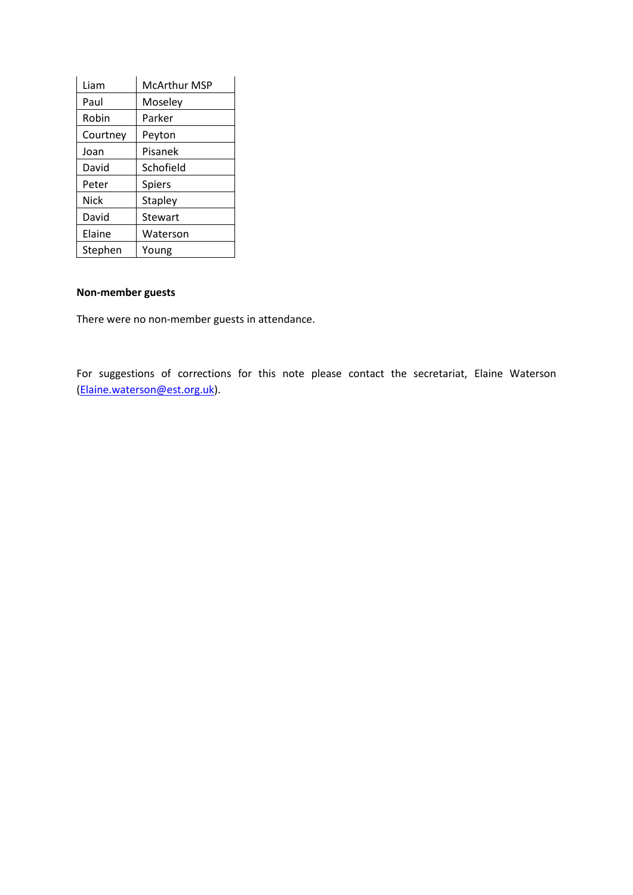| | |
|---|---|
| Liam | McArthur MSP |
| Paul | Moseley |
| Robin | Parker |
| Courtney | Peyton |
| Joan | Pisanek |
| David | Schofield |
| Peter | Spiers |
| Nick | Stapley |
| David | Stewart |
| Elaine | Waterson |
| Stephen | Young |

**Non-member guests**

There were no non-member guests in attendance.

For suggestions of corrections for this note please contact the secretariat, Elaine Waterson (Elaine.waterson@est.org.uk).